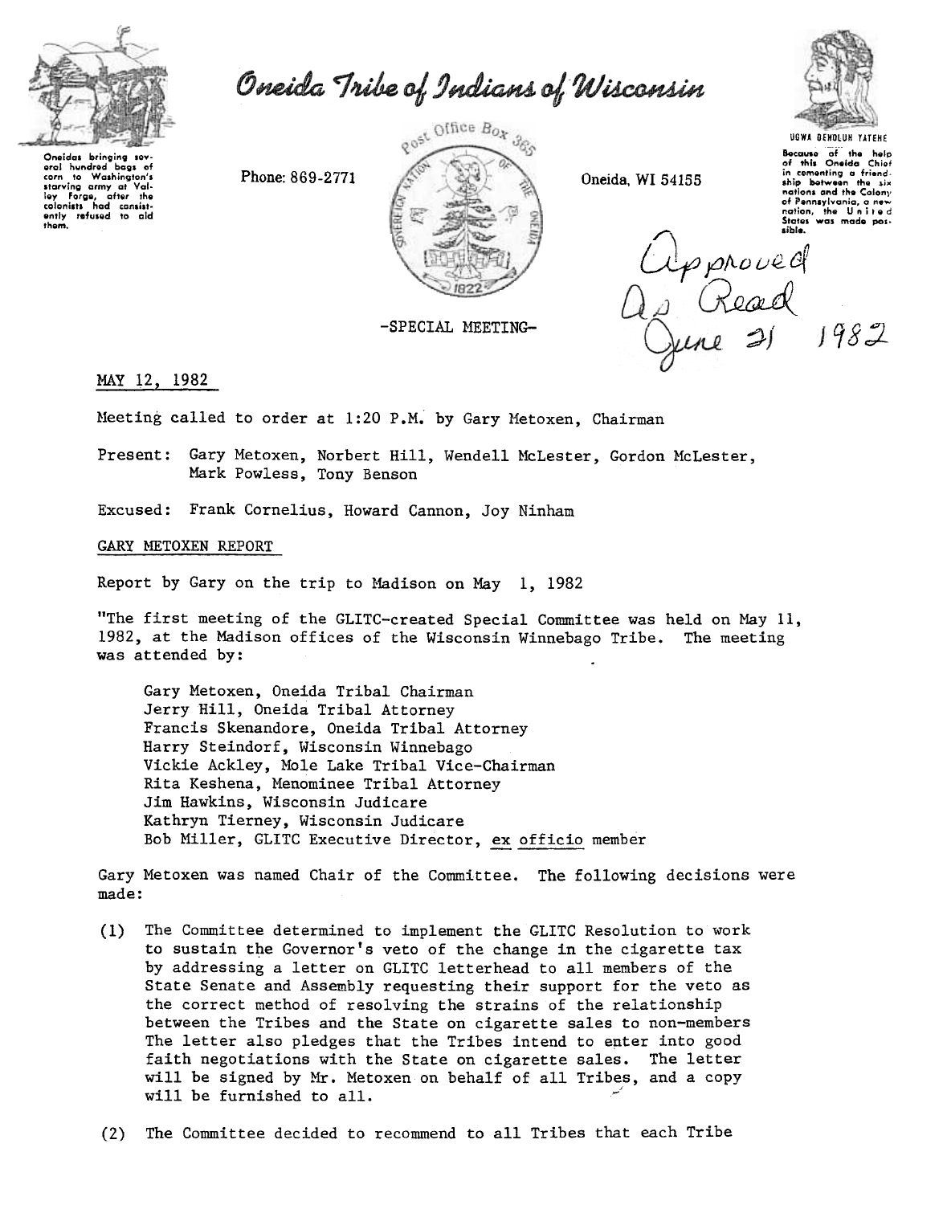# Oneida Tribe of Indians of Wisconsin

Oneidas bringing several hundred bags of corn to Washington's starving army at Valley Forge, after the colonists had consistently refused to aid them.

Phone: 869-2771

Post Office Box 365

Oneida, WI 54155

UGWA DEHOLUH YATEHE

Because of the help of this Oneida Chief in cementing a friendship between the six nations and the Colony of Pennsylvania, a new nation, the United States was made possible.

-SPECIAL MEETING-

Approved As Read June 21 1982

MAY 12, 1982

Meeting called to order at 1:20 P.M. by Gary Metoxen, Chairman

Present: Gary Metoxen, Norbert Hill, Wendell McLester, Gordon McLester, Mark Powless, Tony Benson

Excused: Frank Cornelius, Howard Cannon, Joy Ninham

## GARY METOXEN REPORT

Report by Gary on the trip to Madison on May 1, 1982

"The first meeting of the GLITC-created Special Committee was held on May 11, 1982, at the Madison offices of the Wisconsin Winnebago Tribe. The meeting was attended by:

- Gary Metoxen, Oneida Tribal Chairman
- Jerry Hill, Oneida Tribal Attorney
- Francis Skenandore, Oneida Tribal Attorney
- Harry Steindorf, Wisconsin Winnebago
- Vickie Ackley, Mole Lake Tribal Vice-Chairman
- Rita Keshena, Menominee Tribal Attorney
- Jim Hawkins, Wisconsin Judicare
- Kathryn Tierney, Wisconsin Judicare
- Bob Miller, GLITC Executive Director, ex officio member

Gary Metoxen was named Chair of the Committee. The following decisions were made:

(1) The Committee determined to implement the GLITC Resolution to work to sustain the Governor's veto of the change in the cigarette tax by addressing a letter on GLITC letterhead to all members of the State Senate and Assembly requesting their support for the veto as the correct method of resolving the strains of the relationship between the Tribes and the State on cigarette sales to non-members The letter also pledges that the Tribes intend to enter into good faith negotiations with the State on cigarette sales. The letter will be signed by Mr. Metoxen on behalf of all Tribes, and a copy will be furnished to all.

(2) The Committee decided to recommend to all Tribes that each Tribe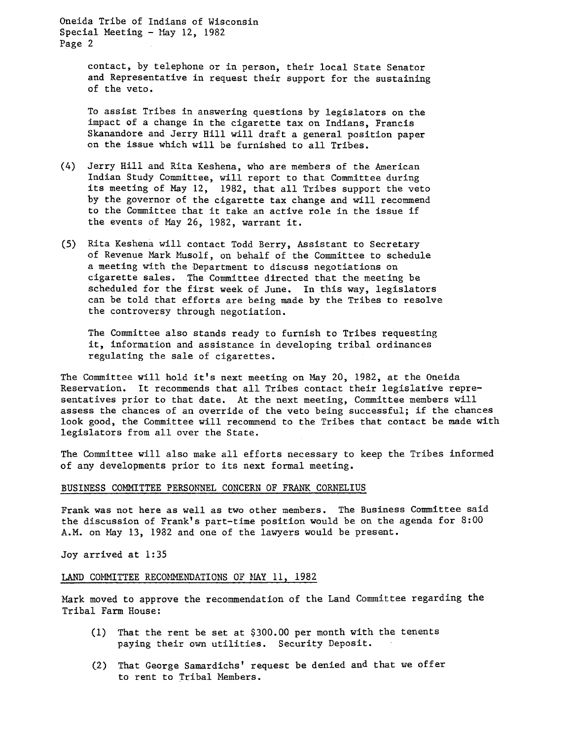contact, by telephone or in person, their local State Senator and Representative in request their support for the sustaining of the veto.

To assist Tribes in answering questions by legislators on the impact of a change in the cigarette tax on Indians, Francis Skanandore and Jerry Hill will draft a general position paper on the issue which will be furnished to all Tribes.

(4) Jerry Hill and Rita Keshena, who are members of the American Indian Study Committee, will report to that Committee during its meeting of May 12, 1982, that all Tribes support the veto by the governor of the cigarette tax change and will recommend to the Committee that it take an active role in the issue if the events of May 26, 1982, warrant it.

(5) Rita Keshena will contact Todd Berry, Assistant to Secretary of Revenue Mark Musolf, on behalf of the Committee to schedule a meeting with the Department to discuss negotiations on cigarette sales. The Committee directed that the meeting be scheduled for the first week of June. In this way, legislators can be told that efforts are being made by the Tribes to resolve the controversy through negotiation.

The Committee also stands ready to furnish to Tribes requesting it, information and assistance in developing tribal ordinances regulating the sale of cigarettes.

The Committee will hold it's next meeting on May 20, 1982, at the Oneida Reservation. It recommends that all Tribes contact their legislative representatives prior to that date. At the next meeting, Committee members will assess the chances of an override of the veto being successful; if the chances look good, the Committee will recommend to the Tribes that contact be made with legislators from all over the State.

The Committee will also make all efforts necessary to keep the Tribes informed of any developments prior to its next formal meeting.

BUSINESS COMMITTEE PERSONNEL CONCERN OF FRANK CORNELIUS

Frank was not here as well as two other members. The Business Committee said the discussion of Frank's part-time position would be on the agenda for 8:00 A.M. on May 13, 1982 and one of the lawyers would be present.

Joy arrived at 1:35

LAND COMMITTEE RECOMMENDATIONS OF MAY 11, 1982

Mark moved to approve the recommendation of the Land Committee regarding the Tribal Farm House:

(1) That the rent be set at $300.00 per month with the tenents paying their own utilities. Security Deposit.

(2) That George Samardichs' request be denied and that we offer to rent to Tribal Members.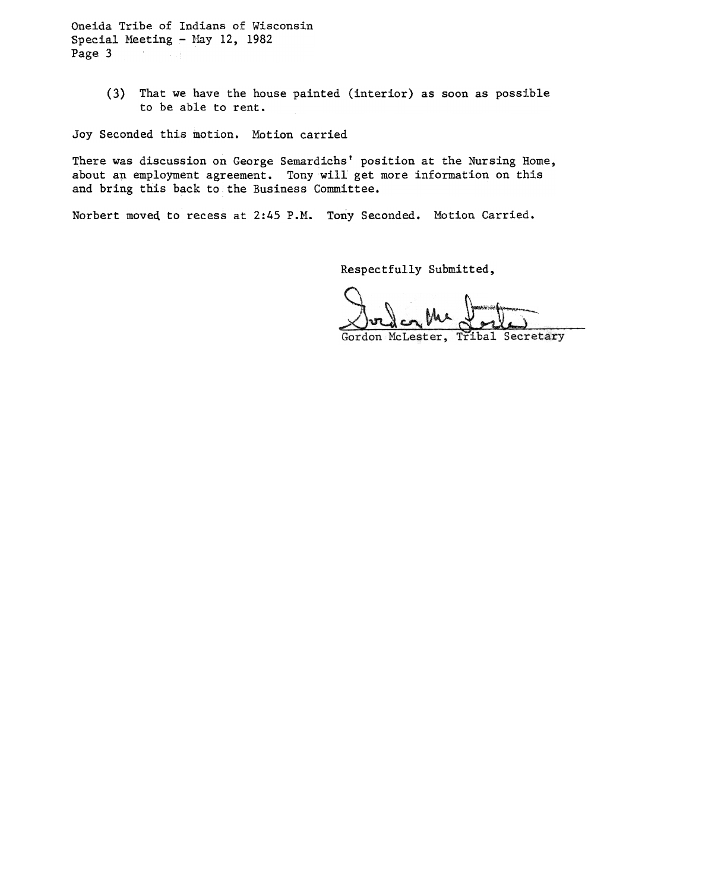(3) That we have the house painted (interior) as soon as possible to be able to rent.

Joy Seconded this motion. Motion carried

There was discussion on George Semardichs' position at the Nursing Home, about an employment agreement. Tony will get more information on this and bring this back to the Business Committee.

Norbert moved to recess at 2:45 P.M. Tony Seconded. Motion Carried.

Respectfully Submitted,

Gordon McLester, Tribal Secretary